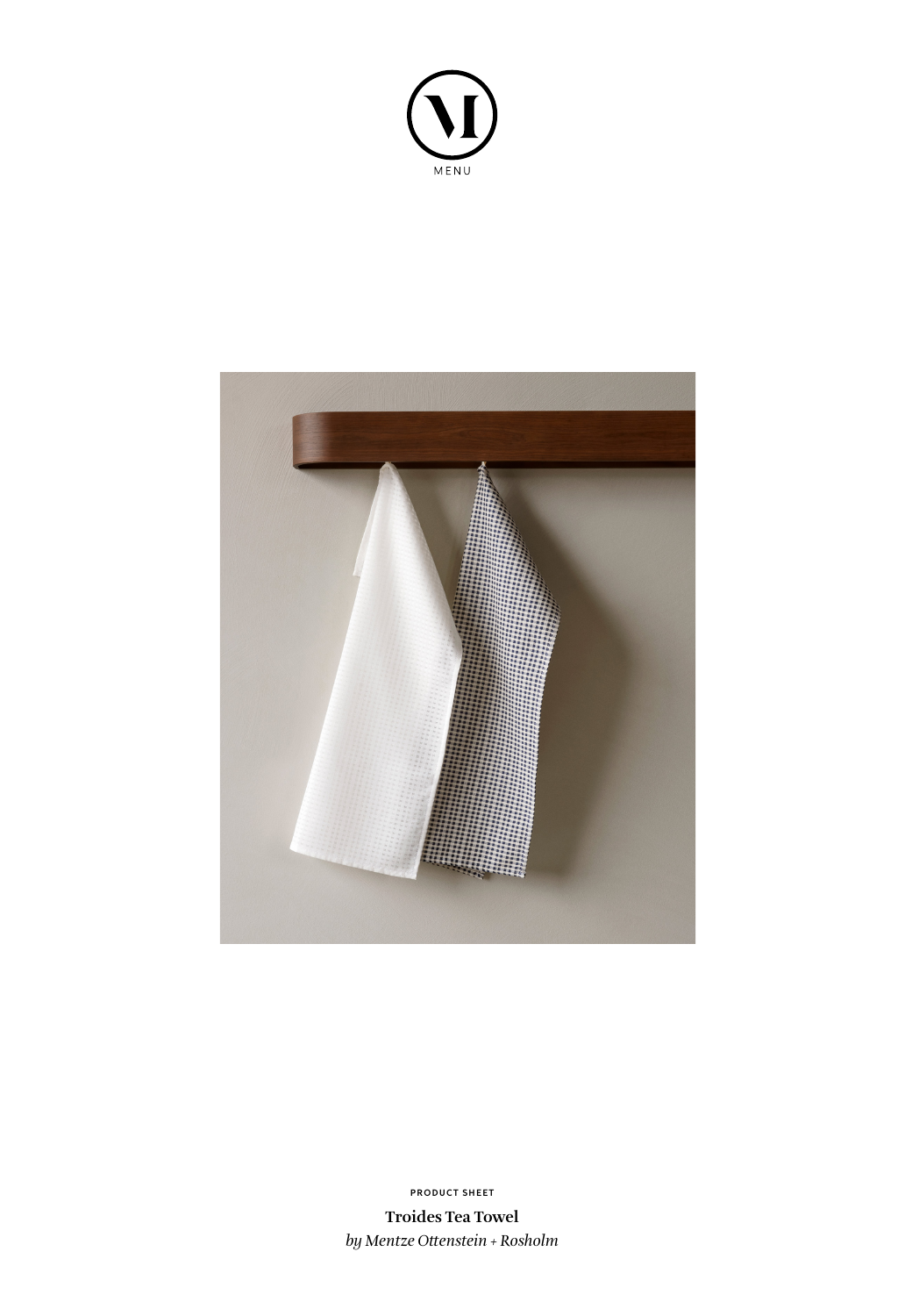MENU

PRODUCT SHEET

**Troides Tea Towel**

*by Mentze Ottenstein + Rosholm*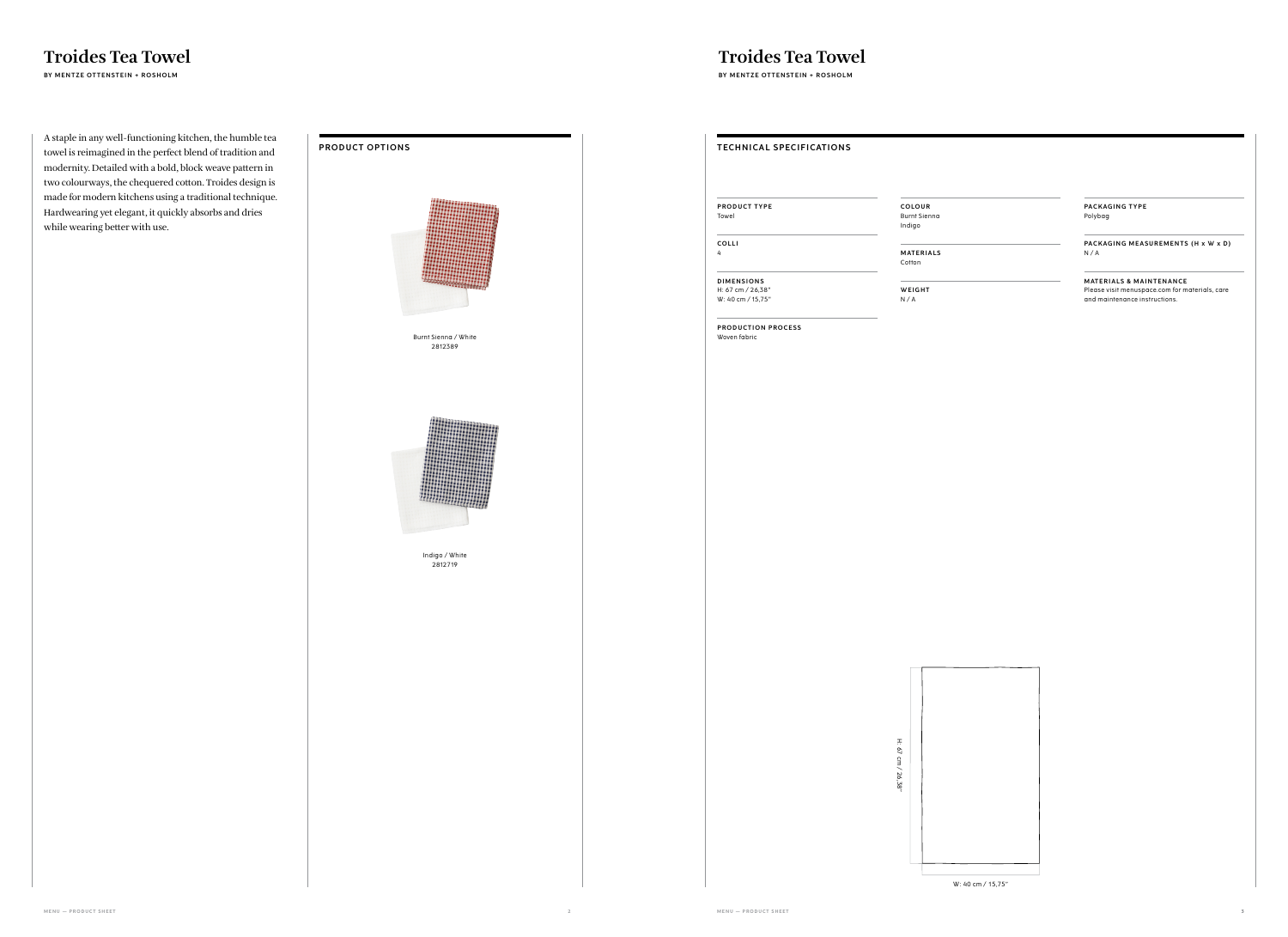# Troides Tea Towel

BY MENTZE OTTENSTEIN + ROSHOLM

A staple in any well-functioning kitchen, the humble tea towel is reimagined in the perfect blend of tradition and modernity. Detailed with a bold, block weave pattern in two colourways, the chequered cotton. Troides design is made for modern kitchens using a traditional technique. Hardwearing yet elegant, it quickly absorbs and dries while wearing better with use.

## PRODUCT OPTIONS

Burnt Sienna / White
2812389

Indigo / White
2812719

# Troides Tea Towel

BY MENTZE OTTENSTEIN + ROSHOLM

## TECHNICAL SPECIFICATIONS

**PRODUCT TYPE**
Towel

**COLLI**
4

**DIMENSIONS**
H: 67 cm / 26,38"
W: 40 cm / 15,75"

**PRODUCTION PROCESS**
Woven fabric

**COLOUR**
Burnt Sienna
Indigo

**MATERIALS**
Cotton

**WEIGHT**
N / A

**PACKAGING TYPE**
Polybag

**PACKAGING MEASUREMENTS (H x W x D)**
N / A

**MATERIALS & MAINTENANCE**
Please visit menuspace.com for materials, care and maintenance instructions.

H: 67 cm / 26,38"

W: 40 cm / 15,75"